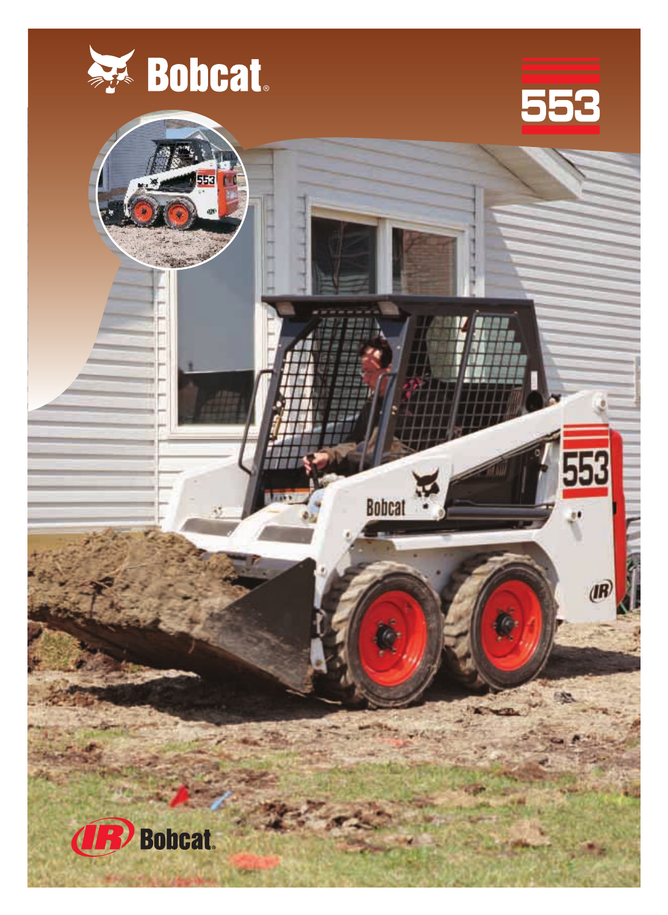# Bobcat

# 553

IR Bobcat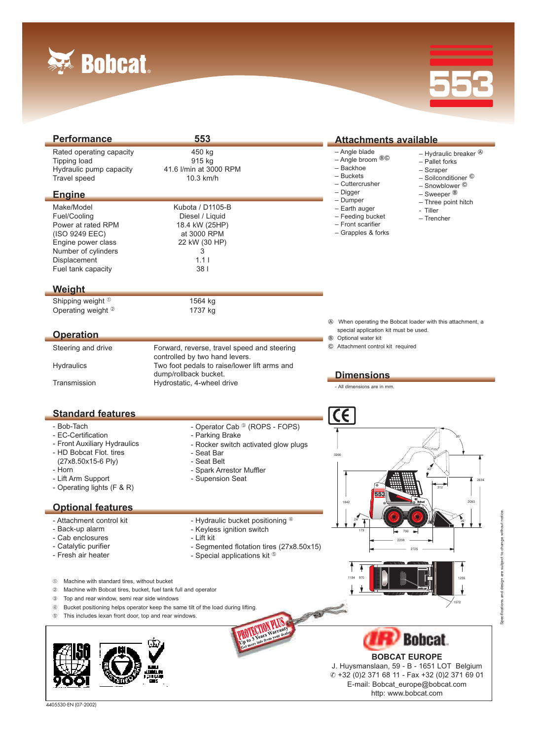# Bobcat 553

## Performance

| | 553 |
|---|---|
| Rated operating capacity | 450 kg |
| Tipping load | 915 kg |
| Hydraulic pump capacity | 41.6 l/min at 3000 RPM |
| Travel speed | 10.3 km/h |

## Engine

| | |
|---|---|
| Make/Model | Kubota / D1105-B |
| Fuel/Cooling | Diesel / Liquid |
| Power at rated RPM (ISO 9249 EEC) | 18.4 kW (25HP) at 3000 RPM |
| Engine power class | 22 kW (30 HP) |
| Number of cylinders | 3 |
| Displacement | 1.1 l |
| Fuel tank capacity | 38 l |

## Weight

| | |
|---|---|
| Shipping weight ① | 1564 kg |
| Operating weight ② | 1737 kg |

## Operation

| | |
|---|---|
| Steering and drive | Forward, reverse, travel speed and steering controlled by two hand levers. |
| Hydraulics | Two foot pedals to raise/lower lift arms and dump/rollback bucket. |
| Transmission | Hydrostatic, 4-wheel drive |

## Standard features

- Bob-Tach
- EC-Certification
- Front Auxiliary Hydraulics
- HD Bobcat Flot. tires (27x8.50x15-6 Ply)
- Horn
- Lift Arm Support
- Operating lights (F & R)
- Operator Cab ③ (ROPS - FOPS)
- Parking Brake
- Rocker switch activated glow plugs
- Seat Bar
- Seat Belt
- Spark Arrestor Muffler
- Suspension Seat

## Optional features

- Attachment control kit
- Back-up alarm
- Cab enclosures
- Catalytic purifier
- Fresh air heater
- Hydraulic bucket positioning ④
- Keyless ignition switch
- Lift kit
- Segmented flotation tires (27x8.50x15)
- Special applications kit ⑤

① Machine with standard tires, without bucket
② Machine with Bobcat tires, bucket, fuel tank full and operator
③ Top and rear window, semi rear side windows
④ Bucket positioning helps operator keep the same tilt of the load during lifting.
⑤ This includes lexan front door, top and rear windows.

## Attachments available

- Angle blade
- Angle broom Ⓑ©
- Backhoe
- Buckets
- Cuttercrusher
- Digger
- Dumper
- Earth auger
- Feeding bucket
- Front scarifier
- Grapples & forks
- Hydraulic breaker Ⓐ
- Pallet forks
- Scraper
- Soilconditioner ©
- Snowblower ©
- Sweeper Ⓑ
- Three point hitch
- Tiller
- Trencher

Ⓐ When operating the Bobcat loader with this attachment, a special application kit must be used.
Ⓑ Optional water kit
© Attachment control kit required

## Dimensions

- All dimensions are in mm.

3266
95°
42°
2634
312
1842
2083
24°
26°
173
790
2238
2725
1194
970
1255
1572

PROTECTION PLUS
Up to 3 Years Warranty
Get more info from your dealer

Specifications and design are subject to change without notice.

**BOBCAT EUROPE**
J. Huysmanslaan, 59 - B - 1651 LOT Belgium
✆ +32 (0)2 371 68 11 - Fax +32 (0)2 371 69 01
E-mail: Bobcat_europe@bobcat.com
http: www.bobcat.com

4405530-EN (07-2002)